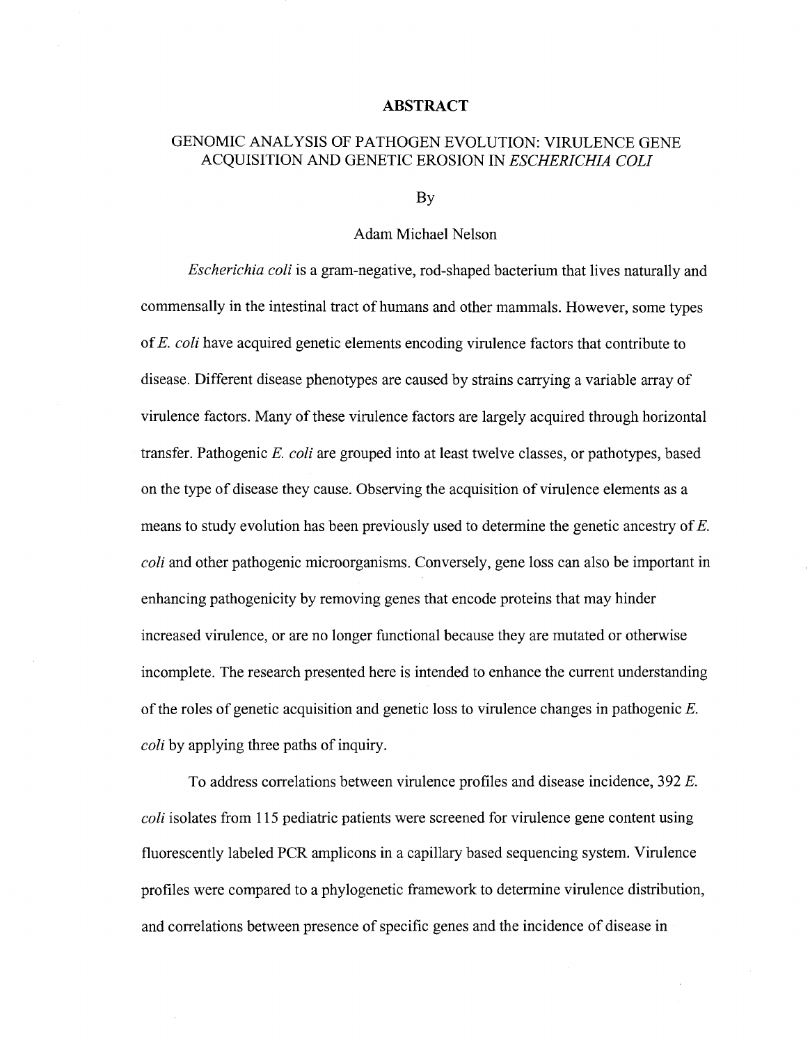# ABSTRACT

## GENOMIC ANALYSIS OF PATHOGEN EVOLUTION: VIRULENCE GENE ACQUISITION AND GENETIC EROSION IN *ESCHERICHIA COLI*

By

Adam Michael Nelson

*Escherichia coli* is a gram-negative, rod-shaped bacterium that lives naturally and commensally in the intestinal tract of humans and other mammals. However, some types of *E. coli* have acquired genetic elements encoding virulence factors that contribute to disease. Different disease phenotypes are caused by strains carrying a variable array of virulence factors. Many of these virulence factors are largely acquired through horizontal transfer. Pathogenic *E. coli* are grouped into at least twelve classes, or pathotypes, based on the type of disease they cause. Observing the acquisition of virulence elements as a means to study evolution has been previously used to determine the genetic ancestry of *E. coli* and other pathogenic microorganisms. Conversely, gene loss can also be important in enhancing pathogenicity by removing genes that encode proteins that may hinder increased virulence, or are no longer functional because they are mutated or otherwise incomplete. The research presented here is intended to enhance the current understanding of the roles of genetic acquisition and genetic loss to virulence changes in pathogenic *E. coli* by applying three paths of inquiry.

To address correlations between virulence profiles and disease incidence, 392 *E. coli* isolates from 115 pediatric patients were screened for virulence gene content using fluorescently labeled PCR amplicons in a capillary based sequencing system. Virulence profiles were compared to a phylogenetic framework to determine virulence distribution, and correlations between presence of specific genes and the incidence of disease in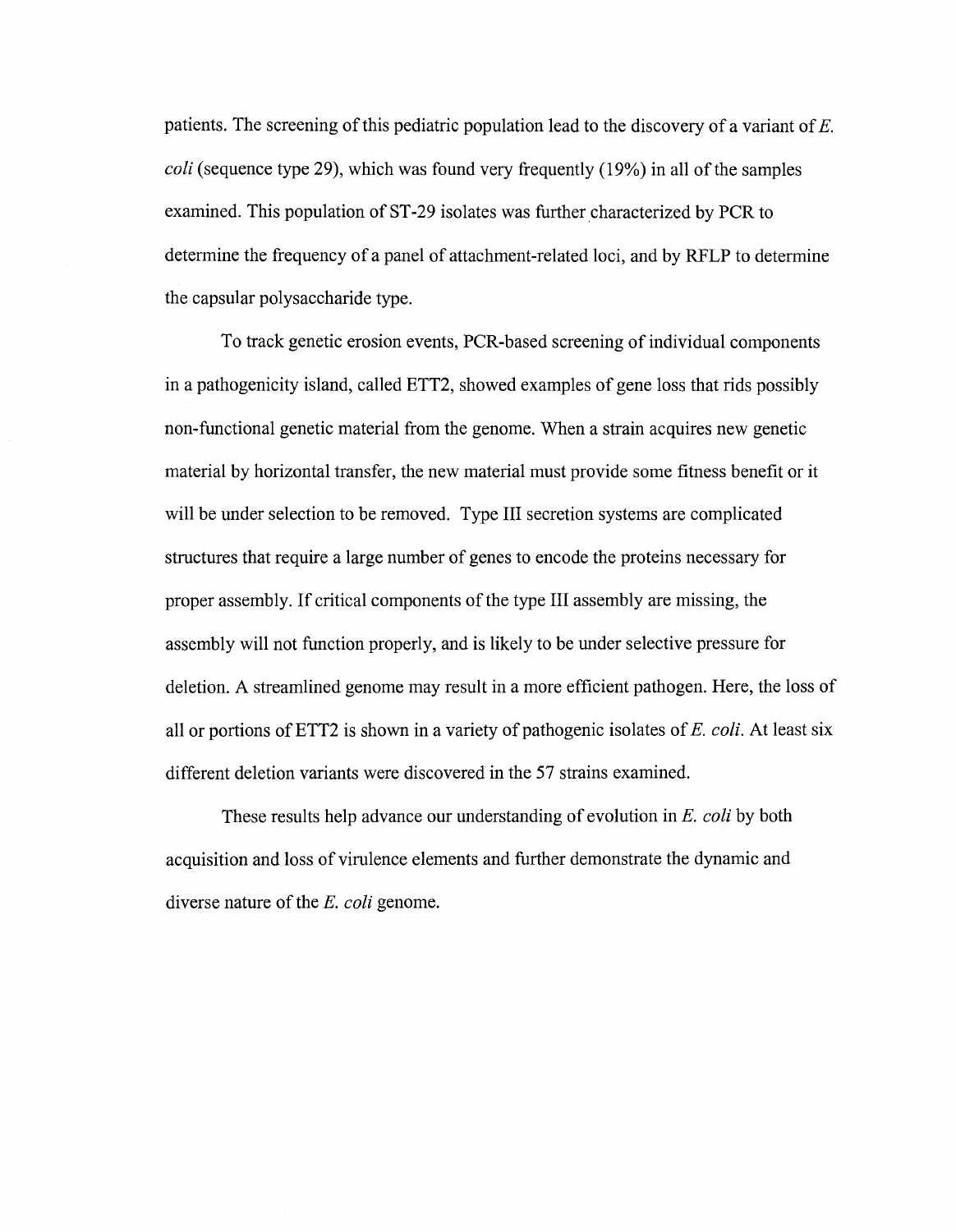patients. The screening of this pediatric population lead to the discovery of a variant of *E. coli* (sequence type 29), which was found very frequently (19%) in all of the samples examined. This population of ST-29 isolates was further characterized by PCR to determine the frequency of a panel of attachment-related loci, and by RFLP to determine the capsular polysaccharide type.

To track genetic erosion events, PCR-based screening of individual components in a pathogenicity island, called ETT2, showed examples of gene loss that rids possibly non-functional genetic material from the genome. When a strain acquires new genetic material by horizontal transfer, the new material must provide some fitness benefit or it will be under selection to be removed. Type III secretion systems are complicated structures that require a large number of genes to encode the proteins necessary for proper assembly. If critical components of the type III assembly are missing, the assembly will not function properly, and is likely to be under selective pressure for deletion. A streamlined genome may result in a more efficient pathogen. Here, the loss of all or portions of ETT2 is shown in a variety of pathogenic isolates of *E. coli*. At least six different deletion variants were discovered in the 57 strains examined.

These results help advance our understanding of evolution in *E. coli* by both acquisition and loss of virulence elements and further demonstrate the dynamic and diverse nature of the *E. coli* genome.